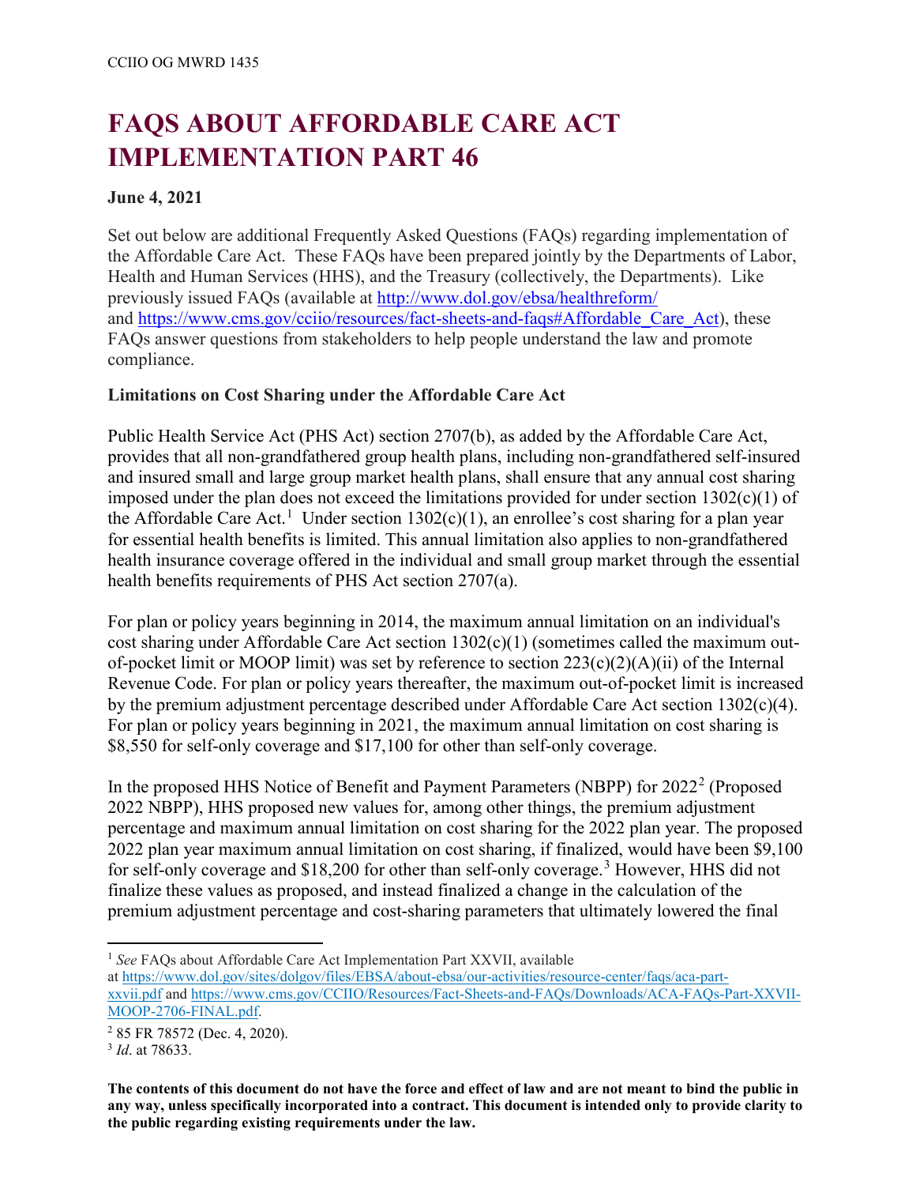CCIIO OG MWRD 1435

# FAQS ABOUT AFFORDABLE CARE ACT IMPLEMENTATION PART 46

**June 4, 2021**

Set out below are additional Frequently Asked Questions (FAQs) regarding implementation of the Affordable Care Act. These FAQs have been prepared jointly by the Departments of Labor, Health and Human Services (HHS), and the Treasury (collectively, the Departments). Like previously issued FAQs (available at [http://www.dol.gov/ebsa/healthreform/](http://www.dol.gov/ebsa/healthreform/) and [https://www.cms.gov/cciio/resources/fact-sheets-and-faqs#Affordable_Care_Act](https://www.cms.gov/cciio/resources/fact-sheets-and-faqs#Affordable_Care_Act)), these FAQs answer questions from stakeholders to help people understand the law and promote compliance.

**Limitations on Cost Sharing under the Affordable Care Act**

Public Health Service Act (PHS Act) section 2707(b), as added by the Affordable Care Act, provides that all non-grandfathered group health plans, including non-grandfathered self-insured and insured small and large group market health plans, shall ensure that any annual cost sharing imposed under the plan does not exceed the limitations provided for under section 1302(c)(1) of the Affordable Care Act.[1] Under section 1302(c)(1), an enrollee's cost sharing for a plan year for essential health benefits is limited. This annual limitation also applies to non-grandfathered health insurance coverage offered in the individual and small group market through the essential health benefits requirements of PHS Act section 2707(a).

For plan or policy years beginning in 2014, the maximum annual limitation on an individual's cost sharing under Affordable Care Act section 1302(c)(1) (sometimes called the maximum out-of-pocket limit or MOOP limit) was set by reference to section 223(c)(2)(A)(ii) of the Internal Revenue Code. For plan or policy years thereafter, the maximum out-of-pocket limit is increased by the premium adjustment percentage described under Affordable Care Act section 1302(c)(4). For plan or policy years beginning in 2021, the maximum annual limitation on cost sharing is $8,550 for self-only coverage and $17,100 for other than self-only coverage.

In the proposed HHS Notice of Benefit and Payment Parameters (NBPP) for 2022[2] (Proposed 2022 NBPP), HHS proposed new values for, among other things, the premium adjustment percentage and maximum annual limitation on cost sharing for the 2022 plan year. The proposed 2022 plan year maximum annual limitation on cost sharing, if finalized, would have been $9,100 for self-only coverage and $18,200 for other than self-only coverage.[3] However, HHS did not finalize these values as proposed, and instead finalized a change in the calculation of the premium adjustment percentage and cost-sharing parameters that ultimately lowered the final

---

[1] *See* FAQs about Affordable Care Act Implementation Part XXVII, available at [https://www.dol.gov/sites/dolgov/files/EBSA/about-ebsa/our-activities/resource-center/faqs/aca-part-xxvii.pdf](https://www.dol.gov/sites/dolgov/files/EBSA/about-ebsa/our-activities/resource-center/faqs/aca-part-xxvii.pdf) and [https://www.cms.gov/CCIIO/Resources/Fact-Sheets-and-FAQs/Downloads/ACA-FAQs-Part-XXVII-MOOP-2706-FINAL.pdf](https://www.cms.gov/CCIIO/Resources/Fact-Sheets-and-FAQs/Downloads/ACA-FAQs-Part-XXVII-MOOP-2706-FINAL.pdf).

[2] 85 FR 78572 (Dec. 4, 2020).

[3] *Id*. at 78633.

**The contents of this document do not have the force and effect of law and are not meant to bind the public in any way, unless specifically incorporated into a contract. This document is intended only to provide clarity to the public regarding existing requirements under the law.**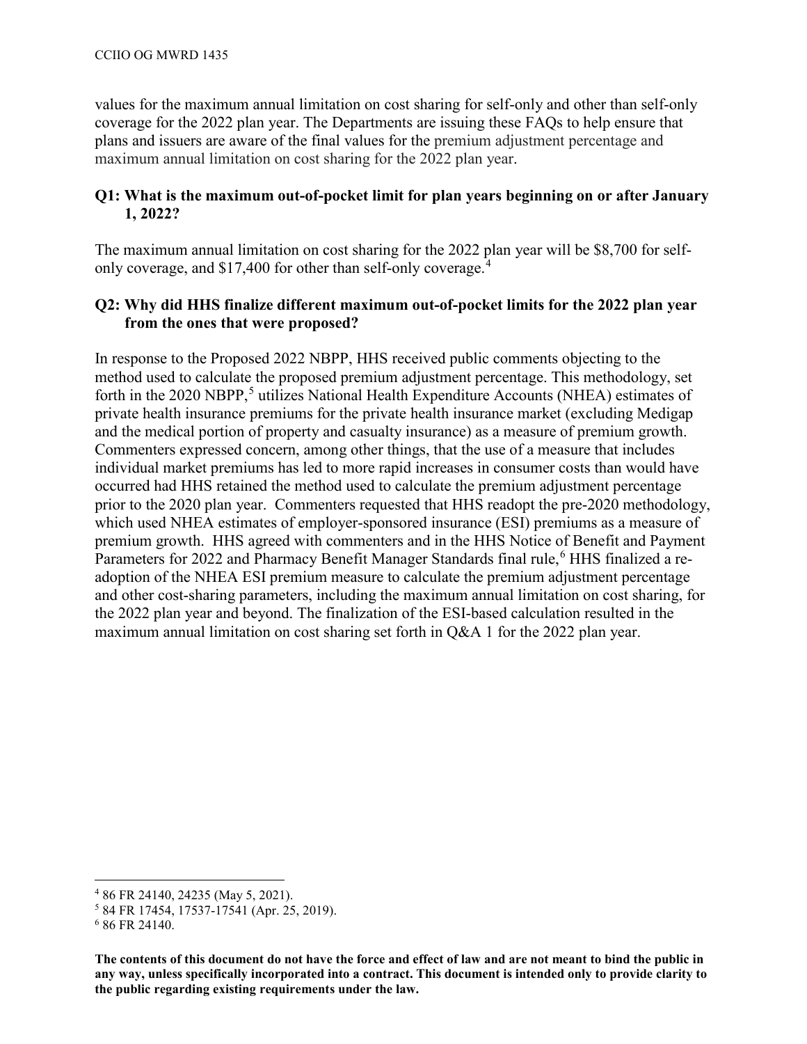values for the maximum annual limitation on cost sharing for self-only and other than self-only coverage for the 2022 plan year. The Departments are issuing these FAQs to help ensure that plans and issuers are aware of the final values for the premium adjustment percentage and maximum annual limitation on cost sharing for the 2022 plan year.

**Q1: What is the maximum out-of-pocket limit for plan years beginning on or after January 1, 2022?**

The maximum annual limitation on cost sharing for the 2022 plan year will be $8,700 for self-only coverage, and $17,400 for other than self-only coverage.[4]

**Q2: Why did HHS finalize different maximum out-of-pocket limits for the 2022 plan year from the ones that were proposed?**

In response to the Proposed 2022 NBPP, HHS received public comments objecting to the method used to calculate the proposed premium adjustment percentage. This methodology, set forth in the 2020 NBPP,[5] utilizes National Health Expenditure Accounts (NHEA) estimates of private health insurance premiums for the private health insurance market (excluding Medigap and the medical portion of property and casualty insurance) as a measure of premium growth. Commenters expressed concern, among other things, that the use of a measure that includes individual market premiums has led to more rapid increases in consumer costs than would have occurred had HHS retained the method used to calculate the premium adjustment percentage prior to the 2020 plan year. Commenters requested that HHS readopt the pre-2020 methodology, which used NHEA estimates of employer-sponsored insurance (ESI) premiums as a measure of premium growth. HHS agreed with commenters and in the HHS Notice of Benefit and Payment Parameters for 2022 and Pharmacy Benefit Manager Standards final rule,[6] HHS finalized a re-adoption of the NHEA ESI premium measure to calculate the premium adjustment percentage and other cost-sharing parameters, including the maximum annual limitation on cost sharing, for the 2022 plan year and beyond. The finalization of the ESI-based calculation resulted in the maximum annual limitation on cost sharing set forth in Q&A 1 for the 2022 plan year.

[4] 86 FR 24140, 24235 (May 5, 2021).

[5] 84 FR 17454, 17537-17541 (Apr. 25, 2019).

[6] 86 FR 24140.

**The contents of this document do not have the force and effect of law and are not meant to bind the public in any way, unless specifically incorporated into a contract. This document is intended only to provide clarity to the public regarding existing requirements under the law.**